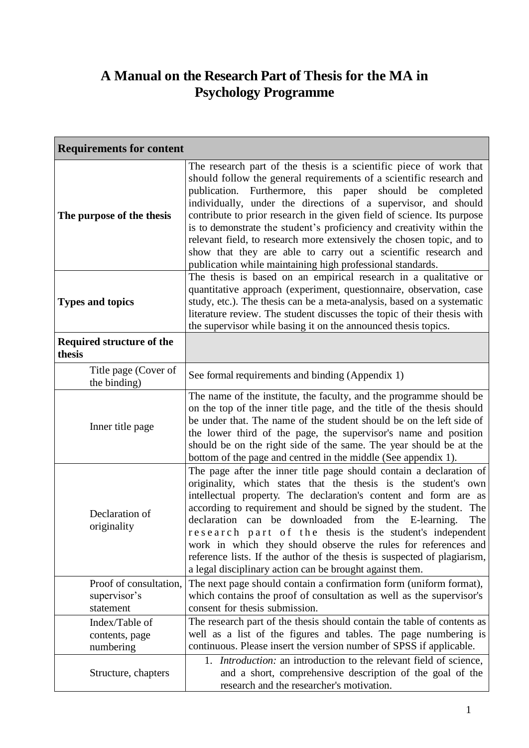# A Manual on the Research Part of Thesis for the MA in Psychology Programme

| **Requirements for content** | |
|---|---|
| **The purpose of the thesis** | The research part of the thesis is a scientific piece of work that should follow the general requirements of a scientific research and publication. Furthermore, this paper should be completed individually, under the directions of a supervisor, and should contribute to prior research in the given field of science. Its purpose is to demonstrate the student's proficiency and creativity within the relevant field, to research more extensively the chosen topic, and to show that they are able to carry out a scientific research and publication while maintaining high professional standards. |
| **Types and topics** | The thesis is based on an empirical research in a qualitative or quantitative approach (experiment, questionnaire, observation, case study, etc.). The thesis can be a meta-analysis, based on a systematic literature review. The student discusses the topic of their thesis with the supervisor while basing it on the announced thesis topics. |
| **Required structure of the thesis** | |
| Title page (Cover of the binding) | See formal requirements and binding (Appendix 1) |
| Inner title page | The name of the institute, the faculty, and the programme should be on the top of the inner title page, and the title of the thesis should be under that. The name of the student should be on the left side of the lower third of the page, the supervisor's name and position should be on the right side of the same. The year should be at the bottom of the page and centred in the middle (See appendix 1). |
| Declaration of originality | The page after the inner title page should contain a declaration of originality, which states that the thesis is the student's own intellectual property. The declaration's content and form are as according to requirement and should be signed by the student. The declaration can be downloaded from the E-learning. The research part of the thesis is the student's independent work in which they should observe the rules for references and reference lists. If the author of the thesis is suspected of plagiarism, a legal disciplinary action can be brought against them. |
| Proof of consultation, supervisor's statement | The next page should contain a confirmation form (uniform format), which contains the proof of consultation as well as the supervisor's consent for thesis submission. |
| Index/Table of contents, page numbering | The research part of the thesis should contain the table of contents as well as a list of the figures and tables. The page numbering is continuous. Please insert the version number of SPSS if applicable. |
| Structure, chapters | 1. *Introduction:* an introduction to the relevant field of science, and a short, comprehensive description of the goal of the research and the researcher's motivation. |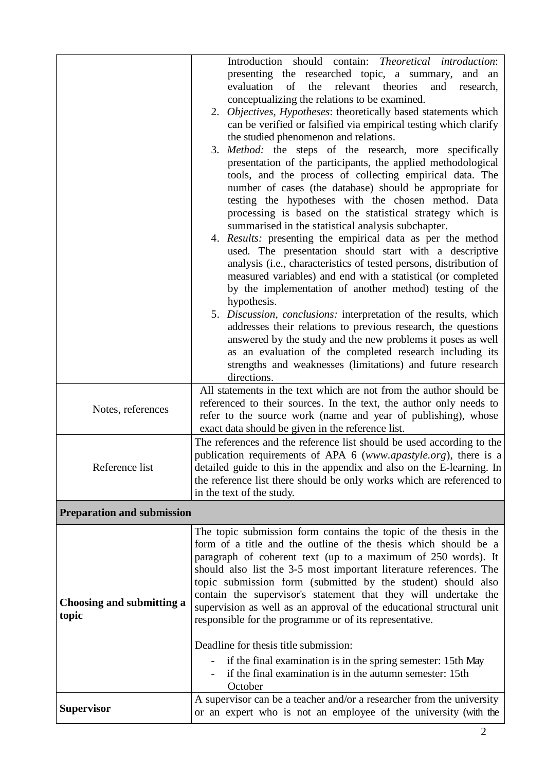| | |
|---|---|
| | Introduction should contain: *Theoretical introduction*: presenting the researched topic, a summary, and an evaluation of the relevant theories and research, conceptualizing the relations to be examined.<br>2. *Objectives, Hypotheses*: theoretically based statements which can be verified or falsified via empirical testing which clarify the studied phenomenon and relations.<br>3. *Method:* the steps of the research, more specifically presentation of the participants, the applied methodological tools, and the process of collecting empirical data. The number of cases (the database) should be appropriate for testing the hypotheses with the chosen method. Data processing is based on the statistical strategy which is summarised in the statistical analysis subchapter.<br>4. *Results:* presenting the empirical data as per the method used. The presentation should start with a descriptive analysis (i.e., characteristics of tested persons, distribution of measured variables) and end with a statistical (or completed by the implementation of another method) testing of the hypothesis.<br>5. *Discussion, conclusions:* interpretation of the results, which addresses their relations to previous research, the questions answered by the study and the new problems it poses as well as an evaluation of the completed research including its strengths and weaknesses (limitations) and future research directions. |
| Notes, references | All statements in the text which are not from the author should be referenced to their sources. In the text, the author only needs to refer to the source work (name and year of publishing), whose exact data should be given in the reference list. |
| Reference list | The references and the reference list should be used according to the publication requirements of APA 6 (*www.apastyle.org*), there is a detailed guide to this in the appendix and also on the E-learning. In the reference list there should be only works which are referenced to in the text of the study. |
| **Preparation and submission** | |
| **Choosing and submitting a topic** | The topic submission form contains the topic of the thesis in the form of a title and the outline of the thesis which should be a paragraph of coherent text (up to a maximum of 250 words). It should also list the 3-5 most important literature references. The topic submission form (submitted by the student) should also contain the supervisor's statement that they will undertake the supervision as well as an approval of the educational structural unit responsible for the programme or of its representative.<br><br>Deadline for thesis title submission:<br>- if the final examination is in the spring semester: 15th May<br>- if the final examination is in the autumn semester: 15th October |
| **Supervisor** | A supervisor can be a teacher and/or a researcher from the university or an expert who is not an employee of the university (with the |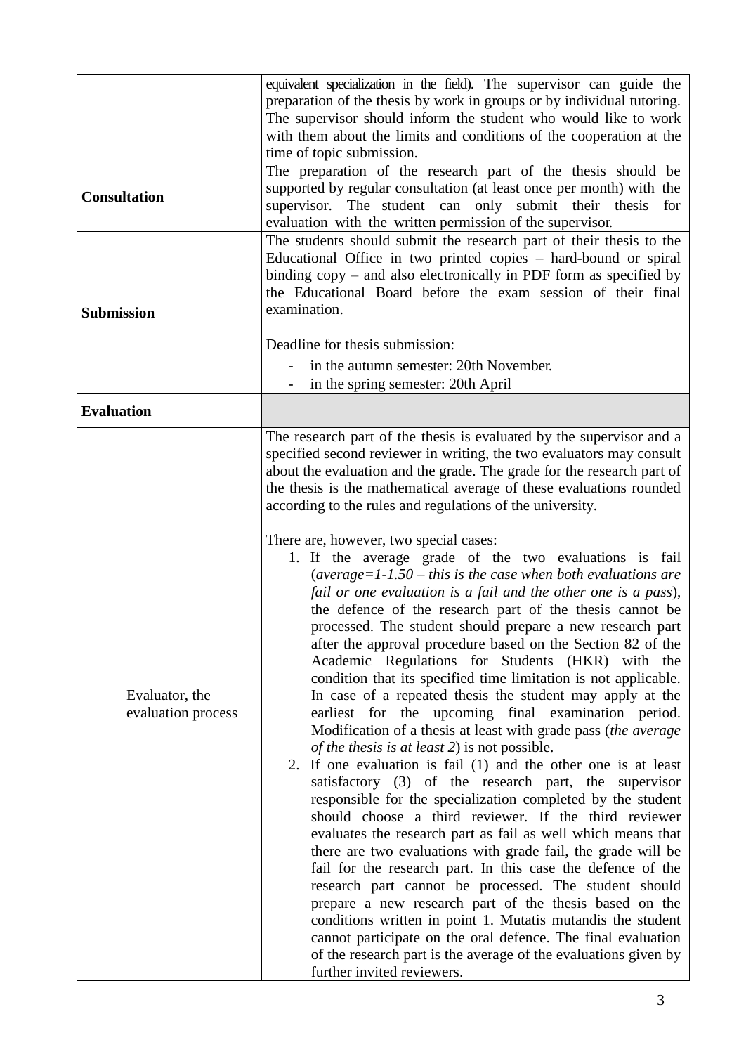| | |
|---|---|
| | equivalent specialization in the field). The supervisor can guide the preparation of the thesis by work in groups or by individual tutoring. The supervisor should inform the student who would like to work with them about the limits and conditions of the cooperation at the time of topic submission. |
| **Consultation** | The preparation of the research part of the thesis should be supported by regular consultation (at least once per month) with the supervisor. The student can only submit their thesis for evaluation with the written permission of the supervisor. |
| **Submission** | The students should submit the research part of their thesis to the Educational Office in two printed copies – hard-bound or spiral binding copy – and also electronically in PDF form as specified by the Educational Board before the exam session of their final examination.<br><br>Deadline for thesis submission:<br>- in the autumn semester: 20th November.<br>- in the spring semester: 20th April |
| **Evaluation** | |
| Evaluator, the evaluation process | The research part of the thesis is evaluated by the supervisor and a specified second reviewer in writing, the two evaluators may consult about the evaluation and the grade. The grade for the research part of the thesis is the mathematical average of these evaluations rounded according to the rules and regulations of the university.<br><br>There are, however, two special cases:<br>1. If the average grade of the two evaluations is fail (*average=1-1.50 – this is the case when both evaluations are fail or one evaluation is a fail and the other one is a pass*), the defence of the research part of the thesis cannot be processed. The student should prepare a new research part after the approval procedure based on the Section 82 of the Academic Regulations for Students (HKR) with the condition that its specified time limitation is not applicable. In case of a repeated thesis the student may apply at the earliest for the upcoming final examination period. Modification of a thesis at least with grade pass (*the average of the thesis is at least 2*) is not possible.<br>2. If one evaluation is fail (1) and the other one is at least satisfactory (3) of the research part, the supervisor responsible for the specialization completed by the student should choose a third reviewer. If the third reviewer evaluates the research part as fail as well which means that there are two evaluations with grade fail, the grade will be fail for the research part. In this case the defence of the research part cannot be processed. The student should prepare a new research part of the thesis based on the conditions written in point 1. Mutatis mutandis the student cannot participate on the oral defence. The final evaluation of the research part is the average of the evaluations given by further invited reviewers. |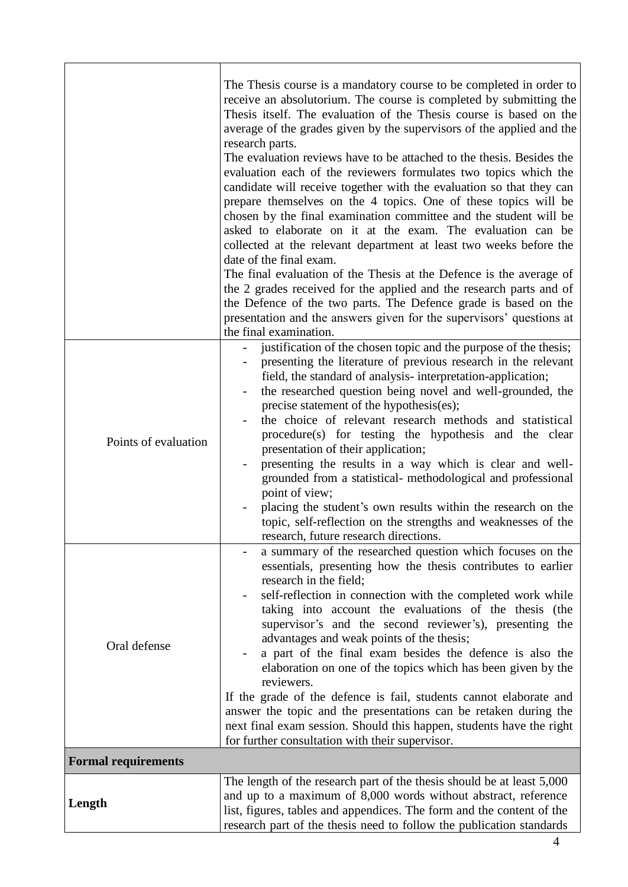| | |
|---|---|
| | The Thesis course is a mandatory course to be completed in order to receive an absolutorium. The course is completed by submitting the Thesis itself. The evaluation of the Thesis course is based on the average of the grades given by the supervisors of the applied and the research parts.<br>The evaluation reviews have to be attached to the thesis. Besides the evaluation each of the reviewers formulates two topics which the candidate will receive together with the evaluation so that they can prepare themselves on the 4 topics. One of these topics will be chosen by the final examination committee and the student will be asked to elaborate on it at the exam. The evaluation can be collected at the relevant department at least two weeks before the date of the final exam.<br>The final evaluation of the Thesis at the Defence is the average of the 2 grades received for the applied and the research parts and of the Defence of the two parts. The Defence grade is based on the presentation and the answers given for the supervisors' questions at the final examination. |
| Points of evaluation | - justification of the chosen topic and the purpose of the thesis;<br>- presenting the literature of previous research in the relevant field, the standard of analysis- interpretation-application;<br>- the researched question being novel and well-grounded, the precise statement of the hypothesis(es);<br>- the choice of relevant research methods and statistical procedure(s) for testing the hypothesis and the clear presentation of their application;<br>- presenting the results in a way which is clear and well-grounded from a statistical- methodological and professional point of view;<br>- placing the student's own results within the research on the topic, self-reflection on the strengths and weaknesses of the research, future research directions. |
| Oral defense | - a summary of the researched question which focuses on the essentials, presenting how the thesis contributes to earlier research in the field;<br>- self-reflection in connection with the completed work while taking into account the evaluations of the thesis (the supervisor's and the second reviewer's), presenting the advantages and weak points of the thesis;<br>- a part of the final exam besides the defence is also the elaboration on one of the topics which has been given by the reviewers.<br>If the grade of the defence is fail, students cannot elaborate and answer the topic and the presentations can be retaken during the next final exam session. Should this happen, students have the right for further consultation with their supervisor. |
| **Formal requirements** | |
| **Length** | The length of the research part of the thesis should be at least 5,000 and up to a maximum of 8,000 words without abstract, reference list, figures, tables and appendices. The form and the content of the research part of the thesis need to follow the publication standards |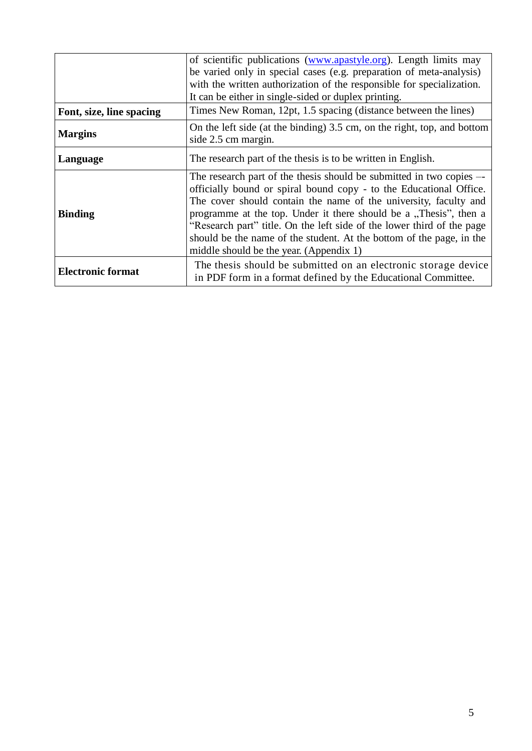| | |
|---|---|
| | of scientific publications ([www.apastyle.org](http://www.apastyle.org)). Length limits may be varied only in special cases (e.g. preparation of meta-analysis) with the written authorization of the responsible for specialization. It can be either in single-sided or duplex printing. |
| **Font, size, line spacing** | Times New Roman, 12pt, 1.5 spacing (distance between the lines) |
| **Margins** | On the left side (at the binding) 3.5 cm, on the right, top, and bottom side 2.5 cm margin. |
| **Language** | The research part of the thesis is to be written in English. |
| **Binding** | The research part of the thesis should be submitted in two copies –- officially bound or spiral bound copy - to the Educational Office. The cover should contain the name of the university, faculty and programme at the top. Under it there should be a „Thesis", then a "Research part" title. On the left side of the lower third of the page should be the name of the student. At the bottom of the page, in the middle should be the year. (Appendix 1) |
| **Electronic format** | The thesis should be submitted on an electronic storage device in PDF form in a format defined by the Educational Committee. |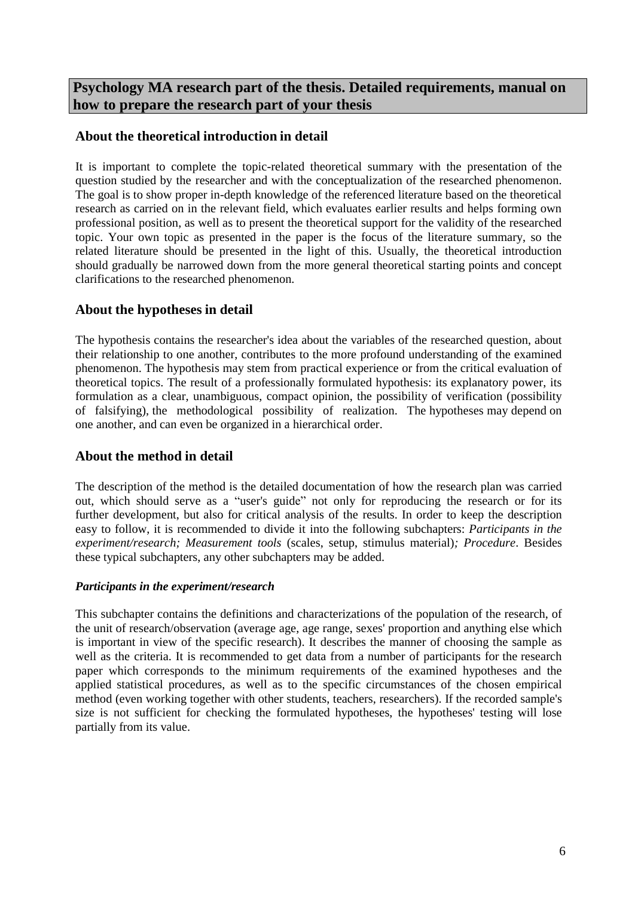# Psychology MA research part of the thesis. Detailed requirements, manual on how to prepare the research part of your thesis

## About the theoretical introduction in detail

It is important to complete the topic-related theoretical summary with the presentation of the question studied by the researcher and with the conceptualization of the researched phenomenon. The goal is to show proper in-depth knowledge of the referenced literature based on the theoretical research as carried on in the relevant field, which evaluates earlier results and helps forming own professional position, as well as to present the theoretical support for the validity of the researched topic. Your own topic as presented in the paper is the focus of the literature summary, so the related literature should be presented in the light of this. Usually, the theoretical introduction should gradually be narrowed down from the more general theoretical starting points and concept clarifications to the researched phenomenon.

## About the hypotheses in detail

The hypothesis contains the researcher's idea about the variables of the researched question, about their relationship to one another, contributes to the more profound understanding of the examined phenomenon. The hypothesis may stem from practical experience or from the critical evaluation of theoretical topics. The result of a professionally formulated hypothesis: its explanatory power, its formulation as a clear, unambiguous, compact opinion, the possibility of verification (possibility of falsifying), the methodological possibility of realization. The hypotheses may depend on one another, and can even be organized in a hierarchical order.

## About the method in detail

The description of the method is the detailed documentation of how the research plan was carried out, which should serve as a "user's guide" not only for reproducing the research or for its further development, but also for critical analysis of the results. In order to keep the description easy to follow, it is recommended to divide it into the following subchapters: *Participants in the experiment/research; Measurement tools* (scales, setup, stimulus material)*; Procedure*. Besides these typical subchapters, any other subchapters may be added.

### *Participants in the experiment/research*

This subchapter contains the definitions and characterizations of the population of the research, of the unit of research/observation (average age, age range, sexes' proportion and anything else which is important in view of the specific research). It describes the manner of choosing the sample as well as the criteria. It is recommended to get data from a number of participants for the research paper which corresponds to the minimum requirements of the examined hypotheses and the applied statistical procedures, as well as to the specific circumstances of the chosen empirical method (even working together with other students, teachers, researchers). If the recorded sample's size is not sufficient for checking the formulated hypotheses, the hypotheses' testing will lose partially from its value.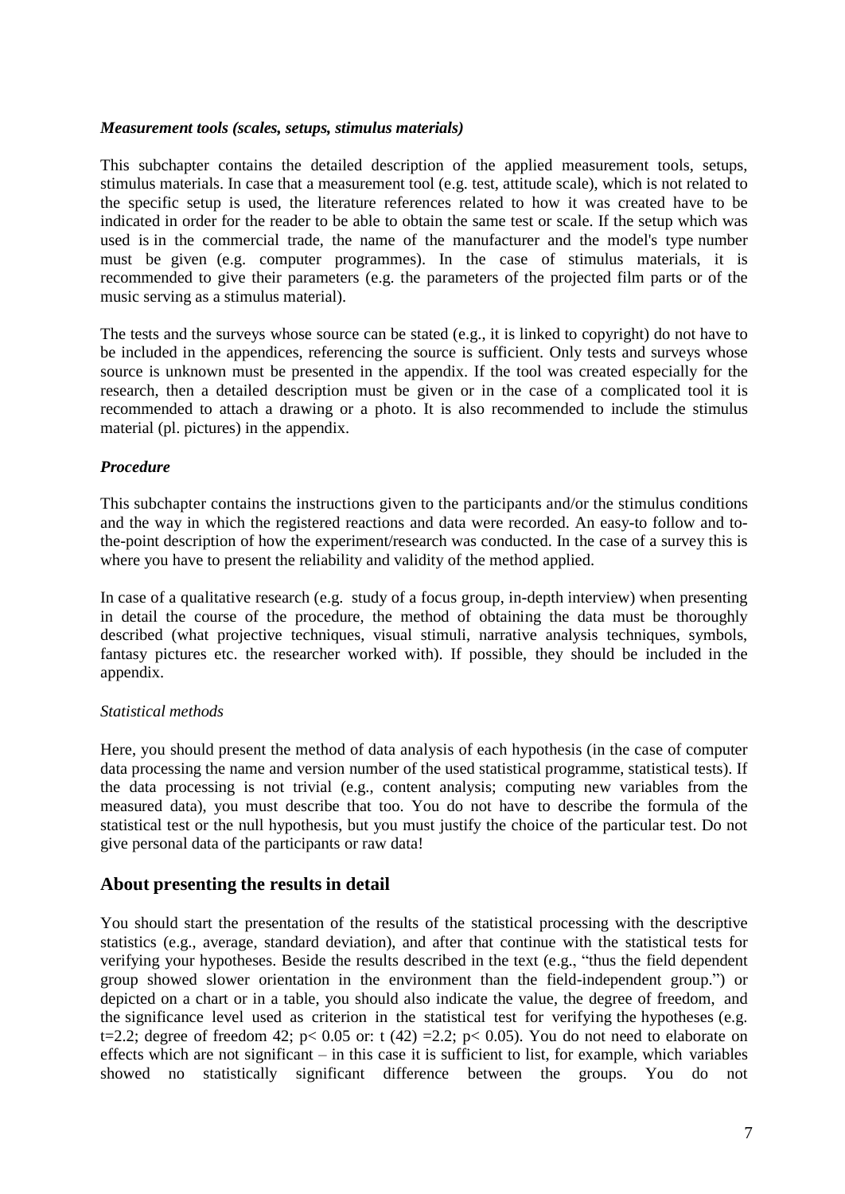***Measurement tools (scales, setups, stimulus materials)***

This subchapter contains the detailed description of the applied measurement tools, setups, stimulus materials. In case that a measurement tool (e.g. test, attitude scale), which is not related to the specific setup is used, the literature references related to how it was created have to be indicated in order for the reader to be able to obtain the same test or scale. If the setup which was used is in the commercial trade, the name of the manufacturer and the model's type number must be given (e.g. computer programmes). In the case of stimulus materials, it is recommended to give their parameters (e.g. the parameters of the projected film parts or of the music serving as a stimulus material).

The tests and the surveys whose source can be stated (e.g., it is linked to copyright) do not have to be included in the appendices, referencing the source is sufficient. Only tests and surveys whose source is unknown must be presented in the appendix. If the tool was created especially for the research, then a detailed description must be given or in the case of a complicated tool it is recommended to attach a drawing or a photo. It is also recommended to include the stimulus material (pl. pictures) in the appendix.

***Procedure***

This subchapter contains the instructions given to the participants and/or the stimulus conditions and the way in which the registered reactions and data were recorded. An easy-to follow and to-the-point description of how the experiment/research was conducted. In the case of a survey this is where you have to present the reliability and validity of the method applied.

In case of a qualitative research (e.g. study of a focus group, in-depth interview) when presenting in detail the course of the procedure, the method of obtaining the data must be thoroughly described (what projective techniques, visual stimuli, narrative analysis techniques, symbols, fantasy pictures etc. the researcher worked with). If possible, they should be included in the appendix.

*Statistical methods*

Here, you should present the method of data analysis of each hypothesis (in the case of computer data processing the name and version number of the used statistical programme, statistical tests). If the data processing is not trivial (e.g., content analysis; computing new variables from the measured data), you must describe that too. You do not have to describe the formula of the statistical test or the null hypothesis, but you must justify the choice of the particular test. Do not give personal data of the participants or raw data!

## About presenting the results in detail

You should start the presentation of the results of the statistical processing with the descriptive statistics (e.g., average, standard deviation), and after that continue with the statistical tests for verifying your hypotheses. Beside the results described in the text (e.g., "thus the field dependent group showed slower orientation in the environment than the field-independent group.") or depicted on a chart or in a table, you should also indicate the value, the degree of freedom, and the significance level used as criterion in the statistical test for verifying the hypotheses (e.g. $t=2.2$; degree of freedom 42; $p< 0.05$ or: $t\ (42) =2.2$; $p< 0.05$). You do not need to elaborate on effects which are not significant – in this case it is sufficient to list, for example, which variables showed no statistically significant difference between the groups. You do not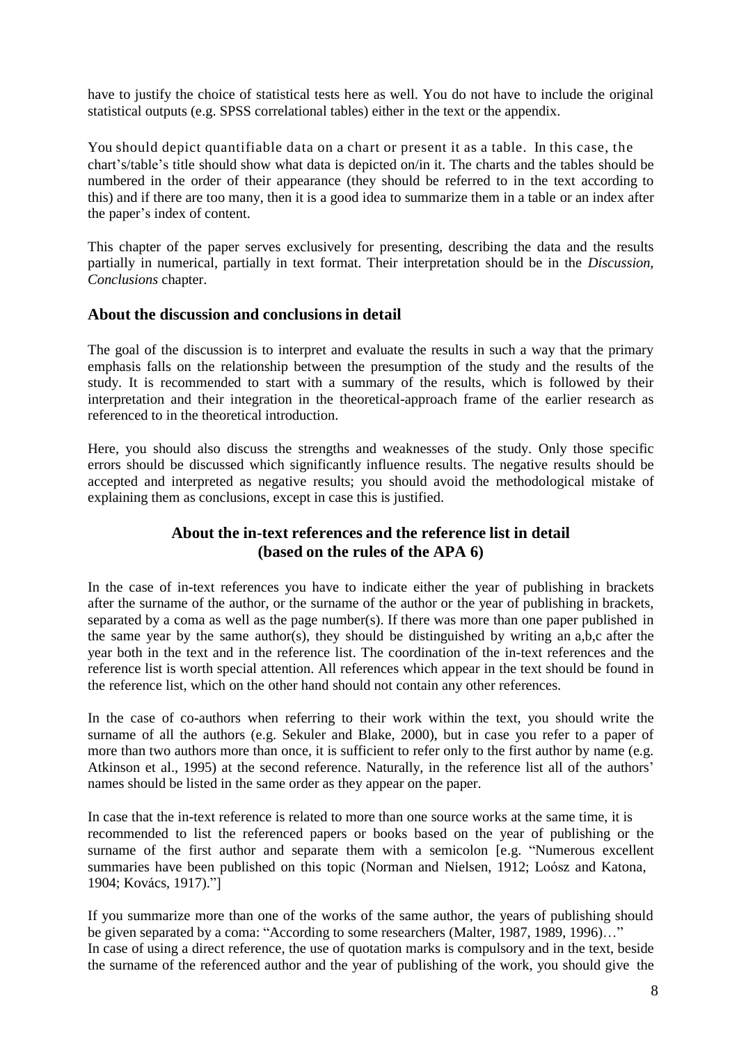have to justify the choice of statistical tests here as well. You do not have to include the original statistical outputs (e.g. SPSS correlational tables) either in the text or the appendix.

You should depict quantifiable data on a chart or present it as a table. In this case, the chart's/table's title should show what data is depicted on/in it. The charts and the tables should be numbered in the order of their appearance (they should be referred to in the text according to this) and if there are too many, then it is a good idea to summarize them in a table or an index after the paper's index of content.

This chapter of the paper serves exclusively for presenting, describing the data and the results partially in numerical, partially in text format. Their interpretation should be in the *Discussion, Conclusions* chapter.

## About the discussion and conclusions in detail

The goal of the discussion is to interpret and evaluate the results in such a way that the primary emphasis falls on the relationship between the presumption of the study and the results of the study. It is recommended to start with a summary of the results, which is followed by their interpretation and their integration in the theoretical-approach frame of the earlier research as referenced to in the theoretical introduction.

Here, you should also discuss the strengths and weaknesses of the study. Only those specific errors should be discussed which significantly influence results. The negative results should be accepted and interpreted as negative results; you should avoid the methodological mistake of explaining them as conclusions, except in case this is justified.

## About the in-text references and the reference list in detail (based on the rules of the APA 6)

In the case of in-text references you have to indicate either the year of publishing in brackets after the surname of the author, or the surname of the author or the year of publishing in brackets, separated by a coma as well as the page number(s). If there was more than one paper published in the same year by the same author(s), they should be distinguished by writing an a,b,c after the year both in the text and in the reference list. The coordination of the in-text references and the reference list is worth special attention. All references which appear in the text should be found in the reference list, which on the other hand should not contain any other references.

In the case of co-authors when referring to their work within the text, you should write the surname of all the authors (e.g. Sekuler and Blake, 2000), but in case you refer to a paper of more than two authors more than once, it is sufficient to refer only to the first author by name (e.g. Atkinson et al., 1995) at the second reference. Naturally, in the reference list all of the authors' names should be listed in the same order as they appear on the paper.

In case that the in-text reference is related to more than one source works at the same time, it is recommended to list the referenced papers or books based on the year of publishing or the surname of the first author and separate them with a semicolon [e.g. "Numerous excellent summaries have been published on this topic (Norman and Nielsen, 1912; Loósz and Katona, 1904; Kovács, 1917)."]

If you summarize more than one of the works of the same author, the years of publishing should be given separated by a coma: "According to some researchers (Malter, 1987, 1989, 1996)…"
In case of using a direct reference, the use of quotation marks is compulsory and in the text, beside the surname of the referenced author and the year of publishing of the work, you should give the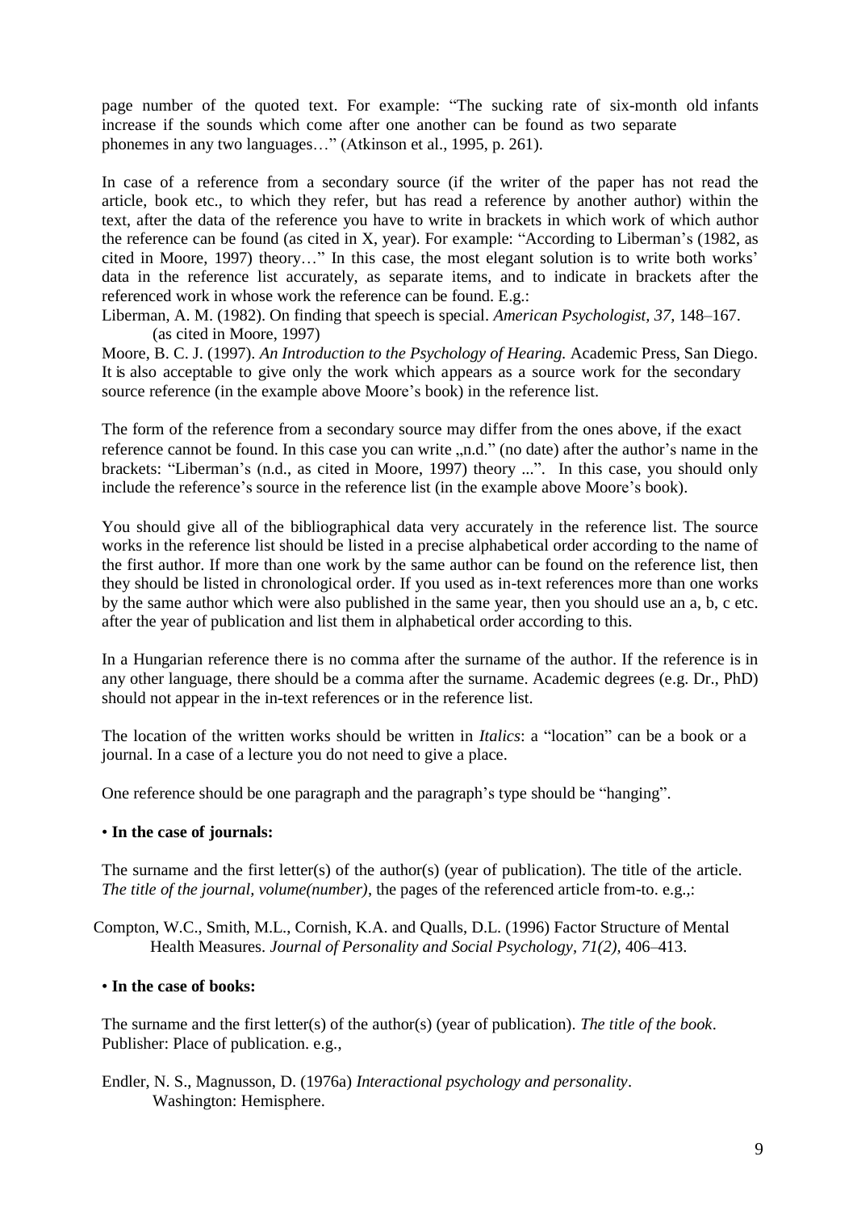page number of the quoted text. For example: "The sucking rate of six-month old infants increase if the sounds which come after one another can be found as two separate phonemes in any two languages…" (Atkinson et al., 1995, p. 261).

In case of a reference from a secondary source (if the writer of the paper has not read the article, book etc., to which they refer, but has read a reference by another author) within the text, after the data of the reference you have to write in brackets in which work of which author the reference can be found (as cited in X, year). For example: "According to Liberman's (1982, as cited in Moore, 1997) theory…" In this case, the most elegant solution is to write both works' data in the reference list accurately, as separate items, and to indicate in brackets after the referenced work in whose work the reference can be found. E.g.:

Liberman, A. M. (1982). On finding that speech is special. *American Psychologist, 37,* 148–167. (as cited in Moore, 1997)

Moore, B. C. J. (1997). *An Introduction to the Psychology of Hearing.* Academic Press, San Diego.

It is also acceptable to give only the work which appears as a source work for the secondary source reference (in the example above Moore's book) in the reference list.

The form of the reference from a secondary source may differ from the ones above, if the exact reference cannot be found. In this case you can write „n.d." (no date) after the author's name in the brackets: "Liberman's (n.d., as cited in Moore, 1997) theory ...". In this case, you should only include the reference's source in the reference list (in the example above Moore's book).

You should give all of the bibliographical data very accurately in the reference list. The source works in the reference list should be listed in a precise alphabetical order according to the name of the first author. If more than one work by the same author can be found on the reference list, then they should be listed in chronological order. If you used as in-text references more than one works by the same author which were also published in the same year, then you should use an a, b, c etc. after the year of publication and list them in alphabetical order according to this.

In a Hungarian reference there is no comma after the surname of the author. If the reference is in any other language, there should be a comma after the surname. Academic degrees (e.g. Dr., PhD) should not appear in the in-text references or in the reference list.

The location of the written works should be written in *Italics*: a "location" can be a book or a journal. In a case of a lecture you do not need to give a place.

One reference should be one paragraph and the paragraph's type should be "hanging".

• **In the case of journals:**

The surname and the first letter(s) of the author(s) (year of publication). The title of the article. *The title of the journal, volume(number)*, the pages of the referenced article from-to. e.g.,:

Compton, W.C., Smith, M.L., Cornish, K.A. and Qualls, D.L. (1996) Factor Structure of Mental Health Measures. *Journal of Personality and Social Psychology, 71(2),* 406–413.

• **In the case of books:**

The surname and the first letter(s) of the author(s) (year of publication). *The title of the book*. Publisher: Place of publication. e.g.,

Endler, N. S., Magnusson, D. (1976a) *Interactional psychology and personality*. Washington: Hemisphere.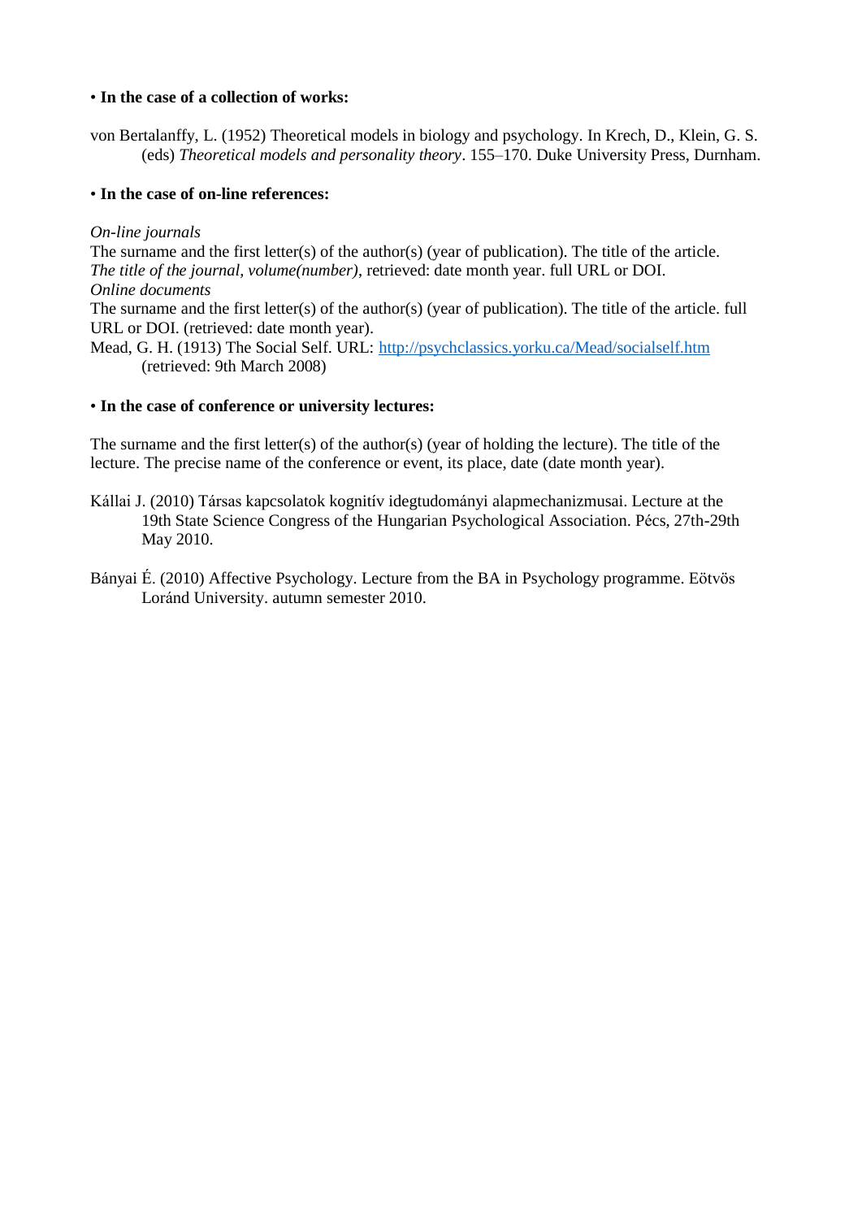• **In the case of a collection of works:**

von Bertalanffy, L. (1952) Theoretical models in biology and psychology. In Krech, D., Klein, G. S. (eds) *Theoretical models and personality theory*. 155–170. Duke University Press, Durnham.

• **In the case of on-line references:**

*On-line journals*
The surname and the first letter(s) of the author(s) (year of publication). The title of the article. *The title of the journal, volume(number)*, retrieved: date month year. full URL or DOI.
*Online documents*
The surname and the first letter(s) of the author(s) (year of publication). The title of the article. full URL or DOI. (retrieved: date month year).
Mead, G. H. (1913) The Social Self. URL: http://psychclassics.yorku.ca/Mead/socialself.htm (retrieved: 9th March 2008)

• **In the case of conference or university lectures:**

The surname and the first letter(s) of the author(s) (year of holding the lecture). The title of the lecture. The precise name of the conference or event, its place, date (date month year).

Kállai J. (2010) Társas kapcsolatok kognitív idegtudományi alapmechanizmusai. Lecture at the 19th State Science Congress of the Hungarian Psychological Association. Pécs, 27th-29th May 2010.

Bányai É. (2010) Affective Psychology. Lecture from the BA in Psychology programme. Eötvös Loránd University. autumn semester 2010.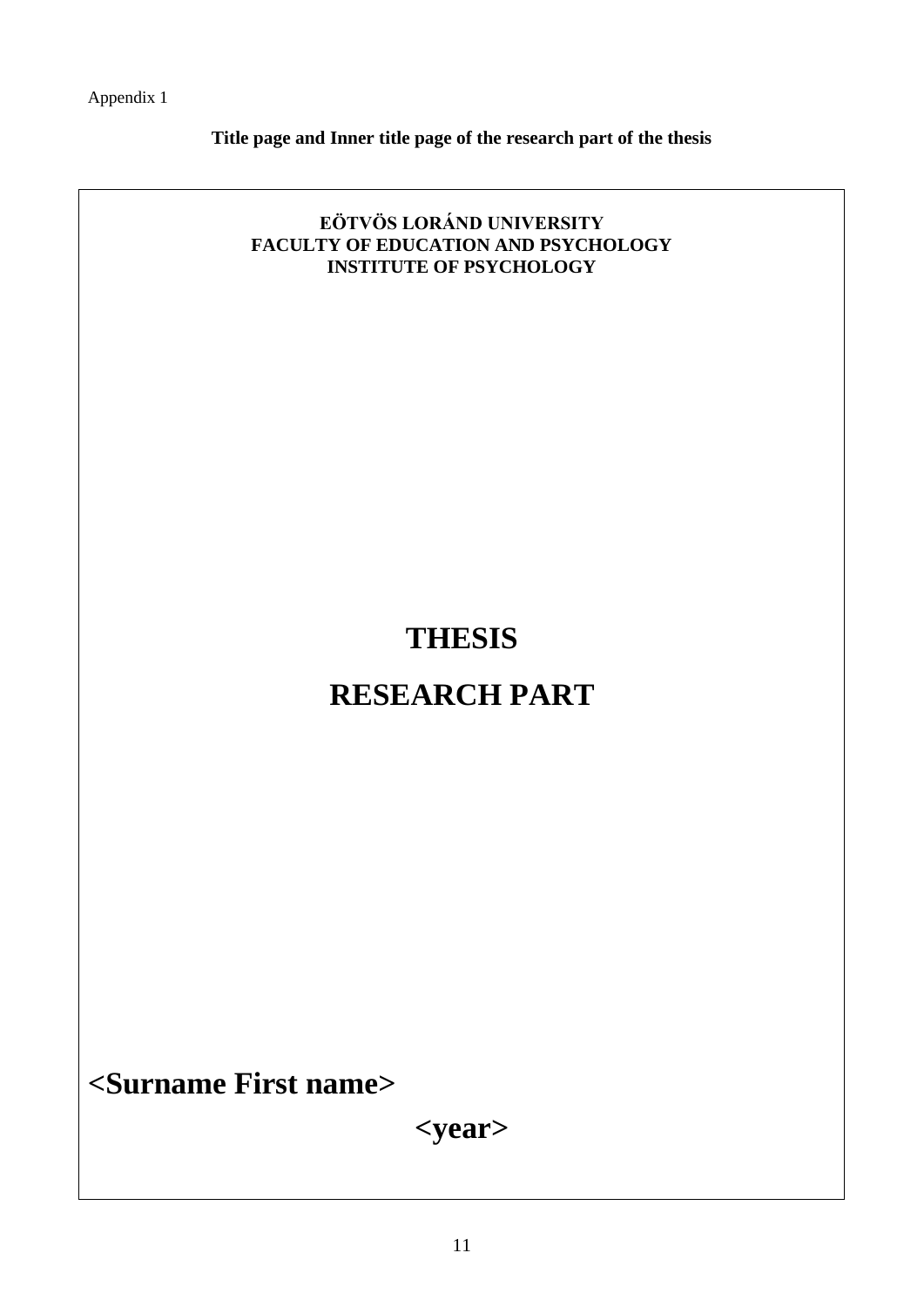Appendix 1

**Title page and Inner title page of the research part of the thesis**

**EÖTVÖS LORÁND UNIVERSITY**
**FACULTY OF EDUCATION AND PSYCHOLOGY**
**INSTITUTE OF PSYCHOLOGY**

# THESIS

# RESEARCH PART

**<Surname First name>**

**<year>**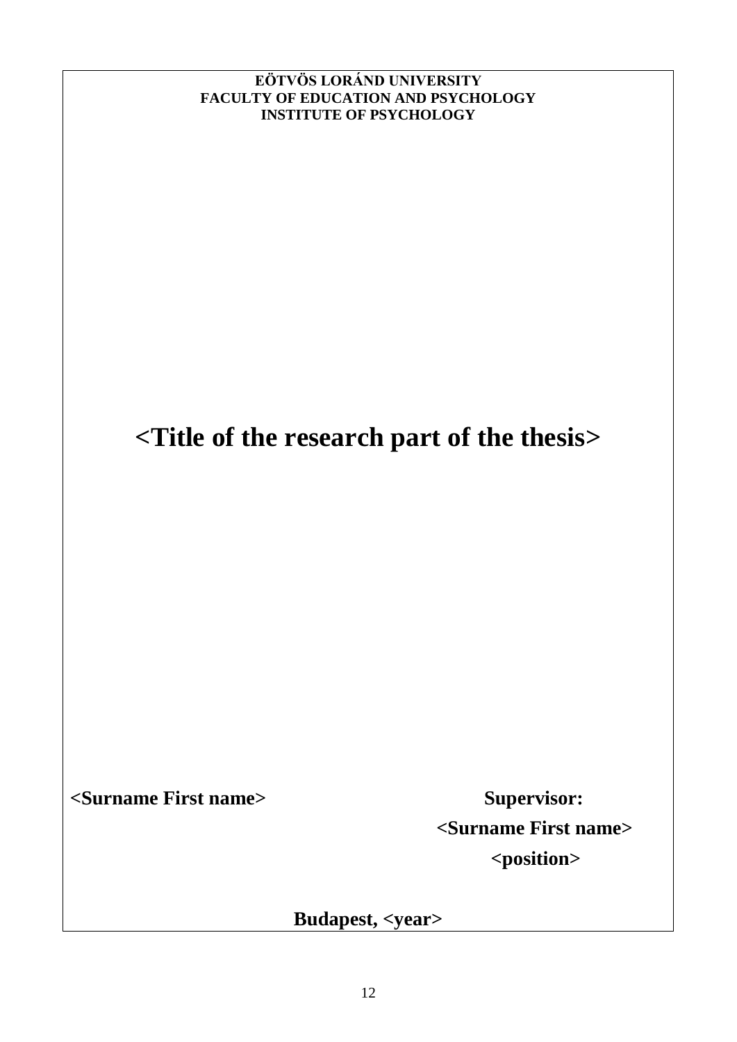**EÖTVÖS LORÁND UNIVERSITY**
**FACULTY OF EDUCATION AND PSYCHOLOGY**
**INSTITUTE OF PSYCHOLOGY**

# <Title of the research part of the thesis>

**<Surname First name>**

**Supervisor:**
**<Surname First name>**
**<position>**

**Budapest, <year>**